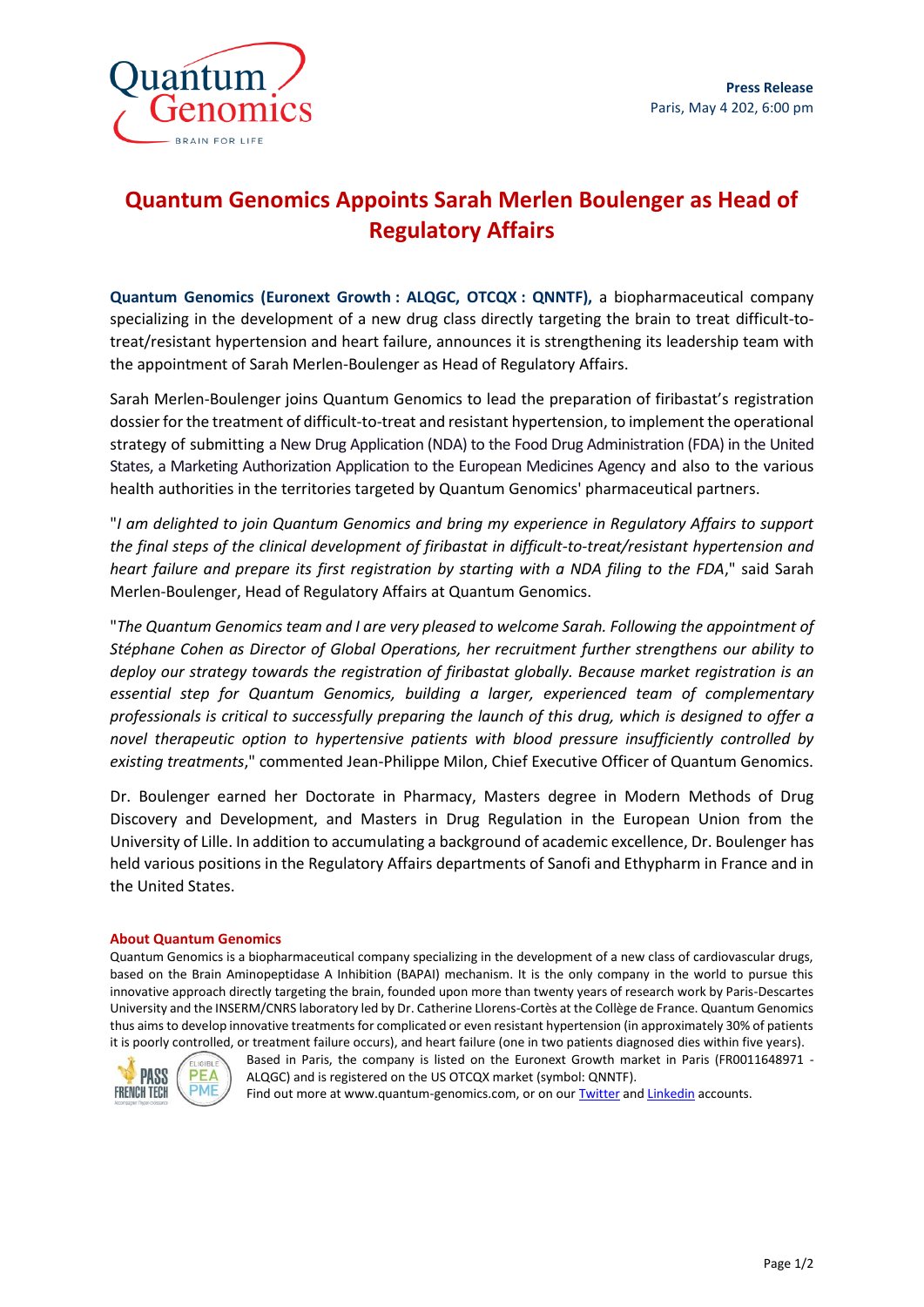**Press Release**
Paris, May 4 202, 6:00 pm

# Quantum Genomics Appoints Sarah Merlen Boulenger as Head of Regulatory Affairs

**Quantum Genomics (Euronext Growth : ALQGC, OTCQX : QNNTF),** a biopharmaceutical company specializing in the development of a new drug class directly targeting the brain to treat difficult-to-treat/resistant hypertension and heart failure, announces it is strengthening its leadership team with the appointment of Sarah Merlen-Boulenger as Head of Regulatory Affairs.

Sarah Merlen-Boulenger joins Quantum Genomics to lead the preparation of firibastat's registration dossier for the treatment of difficult-to-treat and resistant hypertension, to implement the operational strategy of submitting a New Drug Application (NDA) to the Food Drug Administration (FDA) in the United States, a Marketing Authorization Application to the European Medicines Agency and also to the various health authorities in the territories targeted by Quantum Genomics' pharmaceutical partners.

"*I am delighted to join Quantum Genomics and bring my experience in Regulatory Affairs to support the final steps of the clinical development of firibastat in difficult-to-treat/resistant hypertension and heart failure and prepare its first registration by starting with a NDA filing to the FDA*," said Sarah Merlen-Boulenger, Head of Regulatory Affairs at Quantum Genomics.

"*The Quantum Genomics team and I are very pleased to welcome Sarah. Following the appointment of Stéphane Cohen as Director of Global Operations, her recruitment further strengthens our ability to deploy our strategy towards the registration of firibastat globally. Because market registration is an essential step for Quantum Genomics, building a larger, experienced team of complementary professionals is critical to successfully preparing the launch of this drug, which is designed to offer a novel therapeutic option to hypertensive patients with blood pressure insufficiently controlled by existing treatments*," commented Jean-Philippe Milon, Chief Executive Officer of Quantum Genomics.

Dr. Boulenger earned her Doctorate in Pharmacy, Masters degree in Modern Methods of Drug Discovery and Development, and Masters in Drug Regulation in the European Union from the University of Lille. In addition to accumulating a background of academic excellence, Dr. Boulenger has held various positions in the Regulatory Affairs departments of Sanofi and Ethypharm in France and in the United States.

### About Quantum Genomics

Quantum Genomics is a biopharmaceutical company specializing in the development of a new class of cardiovascular drugs, based on the Brain Aminopeptidase A Inhibition (BAPAI) mechanism. It is the only company in the world to pursue this innovative approach directly targeting the brain, founded upon more than twenty years of research work by Paris-Descartes University and the INSERM/CNRS laboratory led by Dr. Catherine Llorens-Cortès at the Collège de France. Quantum Genomics thus aims to develop innovative treatments for complicated or even resistant hypertension (in approximately 30% of patients it is poorly controlled, or treatment failure occurs), and heart failure (one in two patients diagnosed dies within five years).

Based in Paris, the company is listed on the Euronext Growth market in Paris (FR0011648971 - ALQGC) and is registered on the US OTCQX market (symbol: QNNTF).
Find out more at www.quantum-genomics.com, or on our Twitter and Linkedin accounts.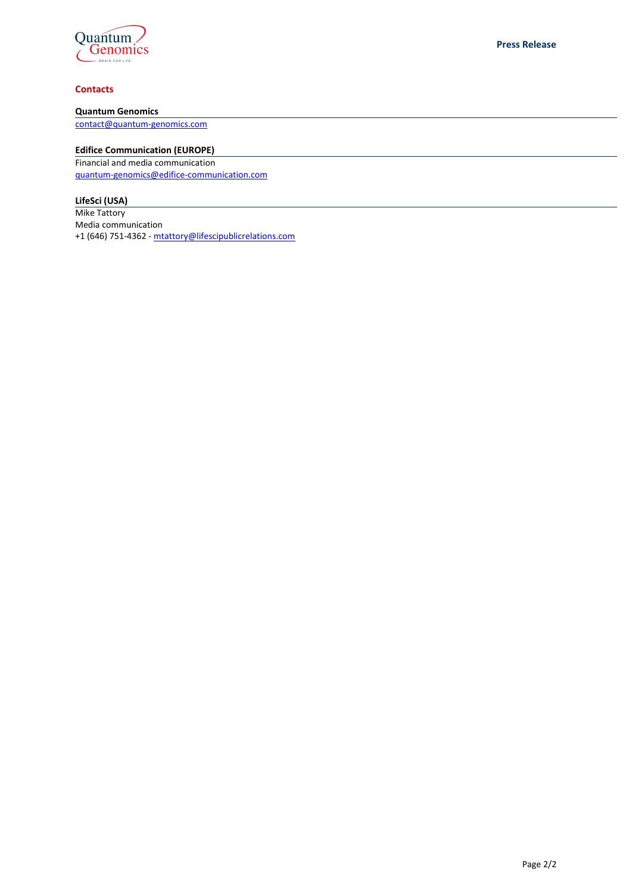## Contacts

**Quantum Genomics**
contact@quantum-genomics.com

**Edifice Communication (EUROPE)**
Financial and media communication
quantum-genomics@edifice-communication.com

**LifeSci (USA)**
Mike Tattory
Media communication
+1 (646) 751-4362 - mtattory@lifescipublicrelations.com